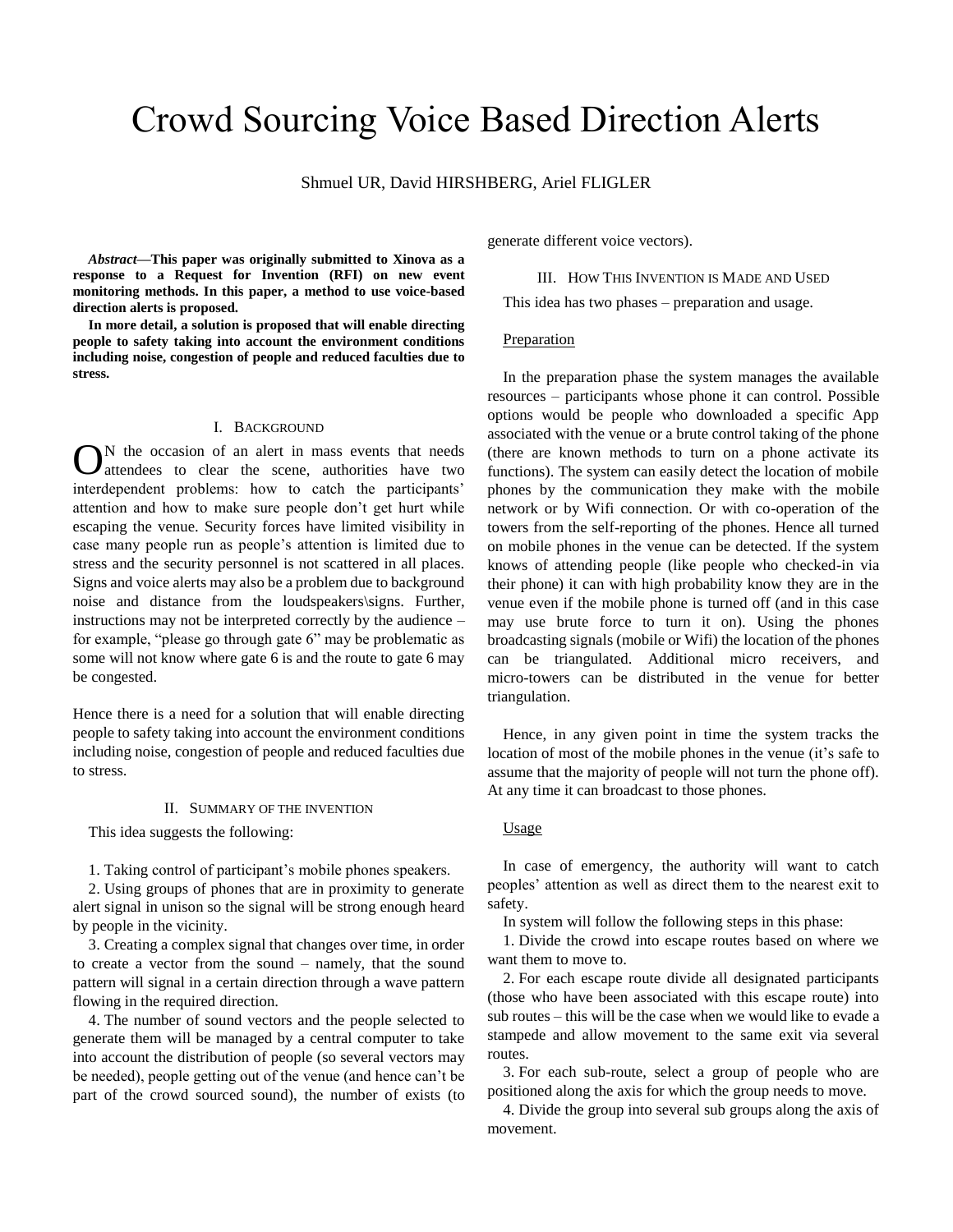# Crowd Sourcing Voice Based Direction Alerts

Shmuel UR, David HIRSHBERG, Ariel FLIGLER

***Abstract*—This paper was originally submitted to Xinova as a response to a Request for Invention (RFI) on new event monitoring methods. In this paper, a method to use voice-based direction alerts is proposed.**

**In more detail, a solution is proposed that will enable directing people to safety taking into account the environment conditions including noise, congestion of people and reduced faculties due to stress.**

## I. Background

On the occasion of an alert in mass events that needs attendees to clear the scene, authorities have two interdependent problems: how to catch the participants' attention and how to make sure people don't get hurt while escaping the venue. Security forces have limited visibility in case many people run as people's attention is limited due to stress and the security personnel is not scattered in all places. Signs and voice alerts may also be a problem due to background noise and distance from the loudspeakers\signs. Further, instructions may not be interpreted correctly by the audience – for example, "please go through gate 6" may be problematic as some will not know where gate 6 is and the route to gate 6 may be congested.

Hence there is a need for a solution that will enable directing people to safety taking into account the environment conditions including noise, congestion of people and reduced faculties due to stress.

## II. Summary of the invention

This idea suggests the following:

1. Taking control of participant's mobile phones speakers.
2. Using groups of phones that are in proximity to generate alert signal in unison so the signal will be strong enough heard by people in the vicinity.
3. Creating a complex signal that changes over time, in order to create a vector from the sound – namely, that the sound pattern will signal in a certain direction through a wave pattern flowing in the required direction.
4. The number of sound vectors and the people selected to generate them will be managed by a central computer to take into account the distribution of people (so several vectors may be needed), people getting out of the venue (and hence can't be part of the crowd sourced sound), the number of exists (to generate different voice vectors).

## III. How This Invention is Made and Used

This idea has two phases – preparation and usage.

Preparation

In the preparation phase the system manages the available resources – participants whose phone it can control. Possible options would be people who downloaded a specific App associated with the venue or a brute control taking of the phone (there are known methods to turn on a phone activate its functions). The system can easily detect the location of mobile phones by the communication they make with the mobile network or by Wifi connection. Or with co-operation of the towers from the self-reporting of the phones. Hence all turned on mobile phones in the venue can be detected. If the system knows of attending people (like people who checked-in via their phone) it can with high probability know they are in the venue even if the mobile phone is turned off (and in this case may use brute force to turn it on). Using the phones broadcasting signals (mobile or Wifi) the location of the phones can be triangulated. Additional micro receivers, and micro-towers can be distributed in the venue for better triangulation.

Hence, in any given point in time the system tracks the location of most of the mobile phones in the venue (it's safe to assume that the majority of people will not turn the phone off). At any time it can broadcast to those phones.

Usage

In case of emergency, the authority will want to catch peoples' attention as well as direct them to the nearest exit to safety.

In system will follow the following steps in this phase:

1. Divide the crowd into escape routes based on where we want them to move to.
2. For each escape route divide all designated participants (those who have been associated with this escape route) into sub routes – this will be the case when we would like to evade a stampede and allow movement to the same exit via several routes.
3. For each sub-route, select a group of people who are positioned along the axis for which the group needs to move.
4. Divide the group into several sub groups along the axis of movement.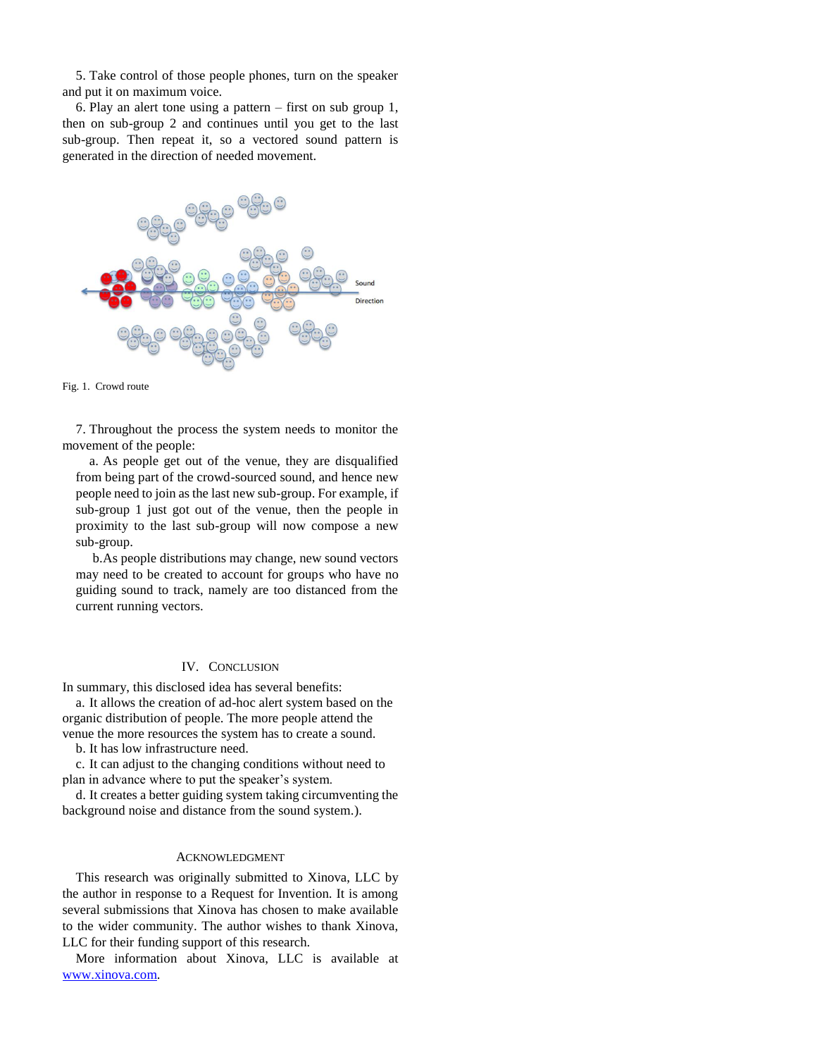5. Take control of those people phones, turn on the speaker and put it on maximum voice.

6. Play an alert tone using a pattern – first on sub group 1, then on sub-group 2 and continues until you get to the last sub-group. Then repeat it, so a vectored sound pattern is generated in the direction of needed movement.

Sound

Direction

Fig. 1. Crowd route

7. Throughout the process the system needs to monitor the movement of the people:

a. As people get out of the venue, they are disqualified from being part of the crowd-sourced sound, and hence new people need to join as the last new sub-group. For example, if sub-group 1 just got out of the venue, then the people in proximity to the last sub-group will now compose a new sub-group.

b. As people distributions may change, new sound vectors may need to be created to account for groups who have no guiding sound to track, namely are too distanced from the current running vectors.

## IV. Conclusion

In summary, this disclosed idea has several benefits:

a. It allows the creation of ad-hoc alert system based on the organic distribution of people. The more people attend the venue the more resources the system has to create a sound.

b. It has low infrastructure need.

c. It can adjust to the changing conditions without need to plan in advance where to put the speaker's system.

d. It creates a better guiding system taking circumventing the background noise and distance from the sound system.).

## Acknowledgment

This research was originally submitted to Xinova, LLC by the author in response to a Request for Invention. It is among several submissions that Xinova has chosen to make available to the wider community. The author wishes to thank Xinova, LLC for their funding support of this research.

More information about Xinova, LLC is available at www.xinova.com.